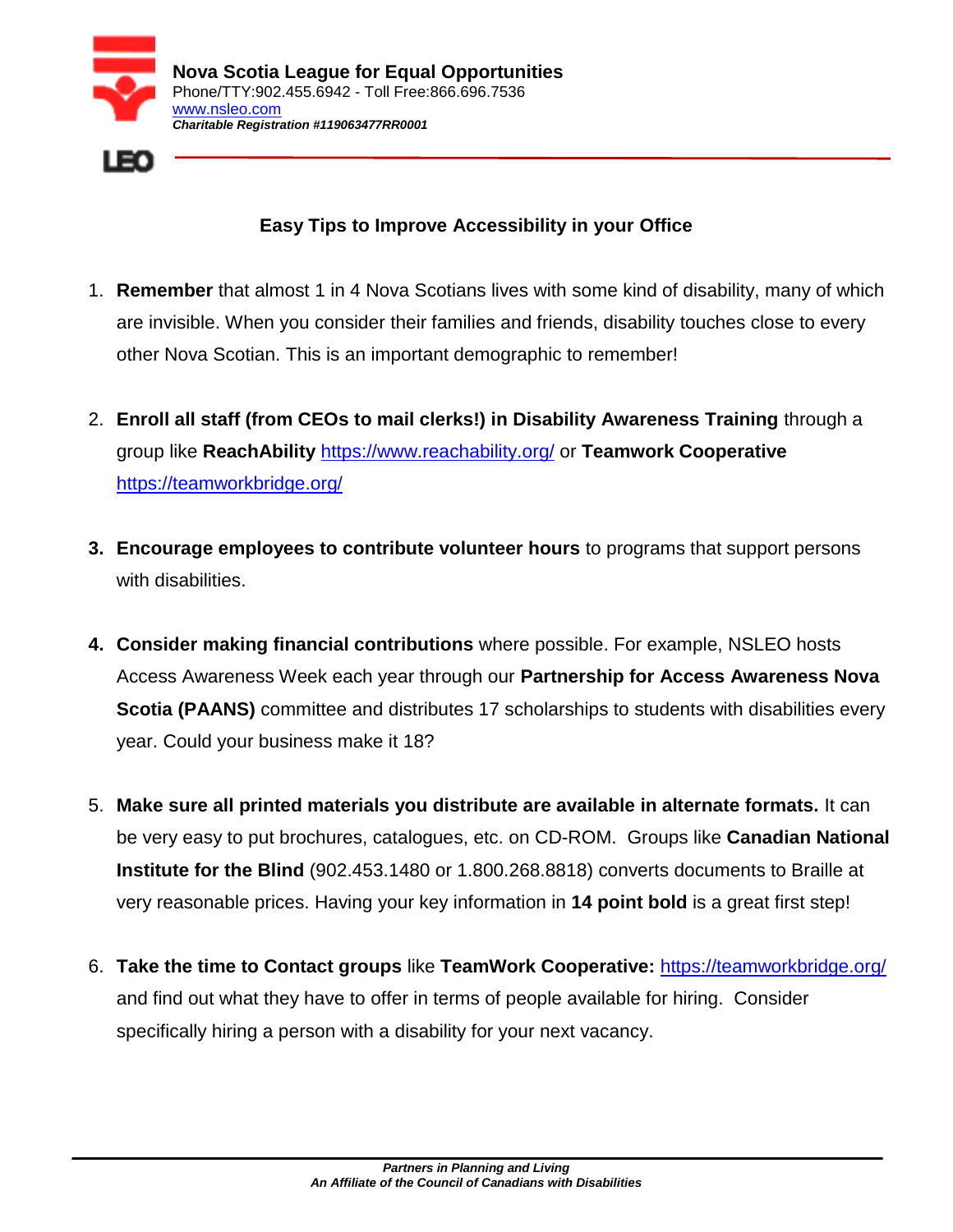**Nova Scotia League for Equal Opportunities**
Phone/TTY:902.455.6942 - Toll Free:866.696.7536
www.nsleo.com
***Charitable Registration #119063477RR0001***

## Easy Tips to Improve Accessibility in your Office

1. **Remember** that almost 1 in 4 Nova Scotians lives with some kind of disability, many of which are invisible. When you consider their families and friends, disability touches close to every other Nova Scotian. This is an important demographic to remember!

2. **Enroll all staff (from CEOs to mail clerks!) in Disability Awareness Training** through a group like **ReachAbility** https://www.reachability.org/ or **Teamwork Cooperative** https://teamworkbridge.org/

3. **Encourage employees to contribute volunteer hours** to programs that support persons with disabilities.

4. **Consider making financial contributions** where possible. For example, NSLEO hosts Access Awareness Week each year through our **Partnership for Access Awareness Nova Scotia (PAANS)** committee and distributes 17 scholarships to students with disabilities every year. Could your business make it 18?

5. **Make sure all printed materials you distribute are available in alternate formats.** It can be very easy to put brochures, catalogues, etc. on CD-ROM. Groups like **Canadian National Institute for the Blind** (902.453.1480 or 1.800.268.8818) converts documents to Braille at very reasonable prices. Having your key information in **14 point bold** is a great first step!

6. **Take the time to Contact groups** like **TeamWork Cooperative:** https://teamworkbridge.org/ and find out what they have to offer in terms of people available for hiring. Consider specifically hiring a person with a disability for your next vacancy.

***Partners in Planning and Living***
***An Affiliate of the Council of Canadians with Disabilities***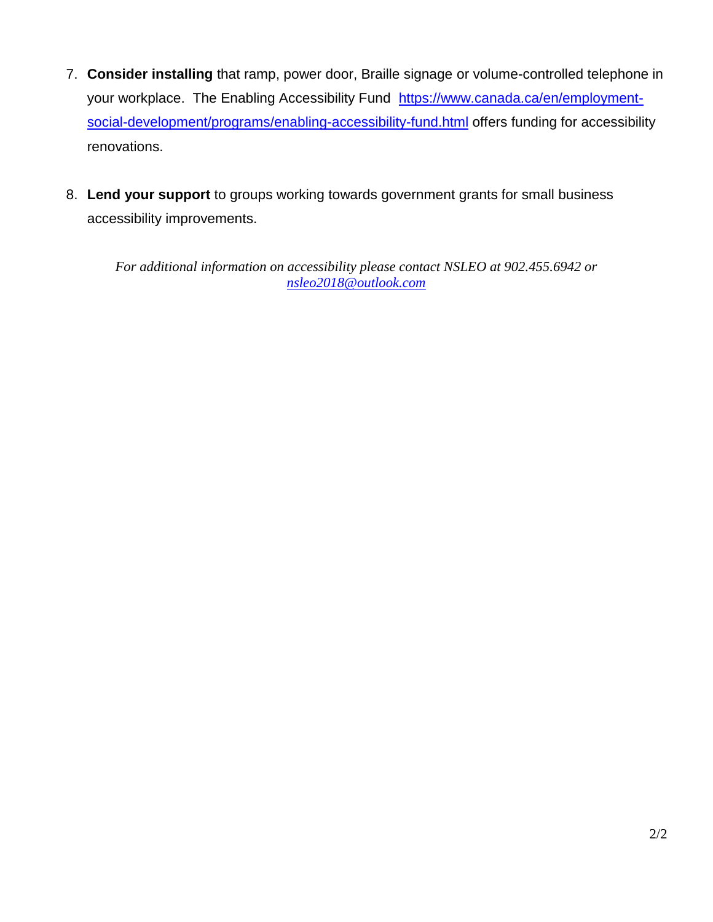7. **Consider installing** that ramp, power door, Braille signage or volume-controlled telephone in your workplace. The Enabling Accessibility Fund [https://www.canada.ca/en/employment-social-development/programs/enabling-accessibility-fund.html](https://www.canada.ca/en/employment-social-development/programs/enabling-accessibility-fund.html) offers funding for accessibility renovations.

8. **Lend your support** to groups working towards government grants for small business accessibility improvements.

*For additional information on accessibility please contact NSLEO at 902.455.6942 or [nsleo2018@outlook.com](mailto:nsleo2018@outlook.com)*